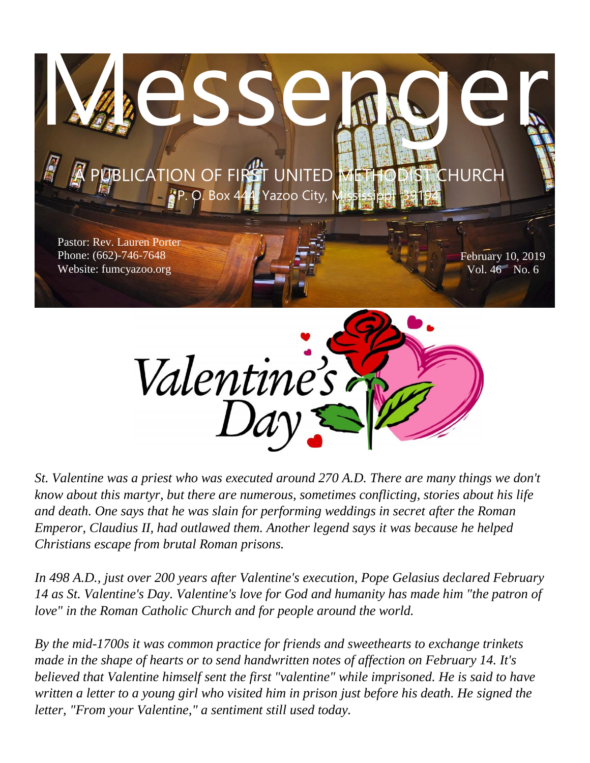# Messenger

A PUBLICATION OF FIRST UNITED METHODIST CHURCH

P. O. Box 444, Yazoo City, Mississippi 39194

Pastor: Rev. Lauren Porter
Phone: (662)-746-7648
Website: fumcyazoo.org

February 10, 2019
Vol. 46 No. 6

## Valentine's Day

*St. Valentine was a priest who was executed around 270 A.D. There are many things we don't know about this martyr, but there are numerous, sometimes conflicting, stories about his life and death. One says that he was slain for performing weddings in secret after the Roman Emperor, Claudius II, had outlawed them. Another legend says it was because he helped Christians escape from brutal Roman prisons.*

*In 498 A.D., just over 200 years after Valentine's execution, Pope Gelasius declared February 14 as St. Valentine's Day. Valentine's love for God and humanity has made him "the patron of love" in the Roman Catholic Church and for people around the world.*

*By the mid-1700s it was common practice for friends and sweethearts to exchange trinkets made in the shape of hearts or to send handwritten notes of affection on February 14. It's believed that Valentine himself sent the first "valentine" while imprisoned. He is said to have written a letter to a young girl who visited him in prison just before his death. He signed the letter, "From your Valentine," a sentiment still used today.*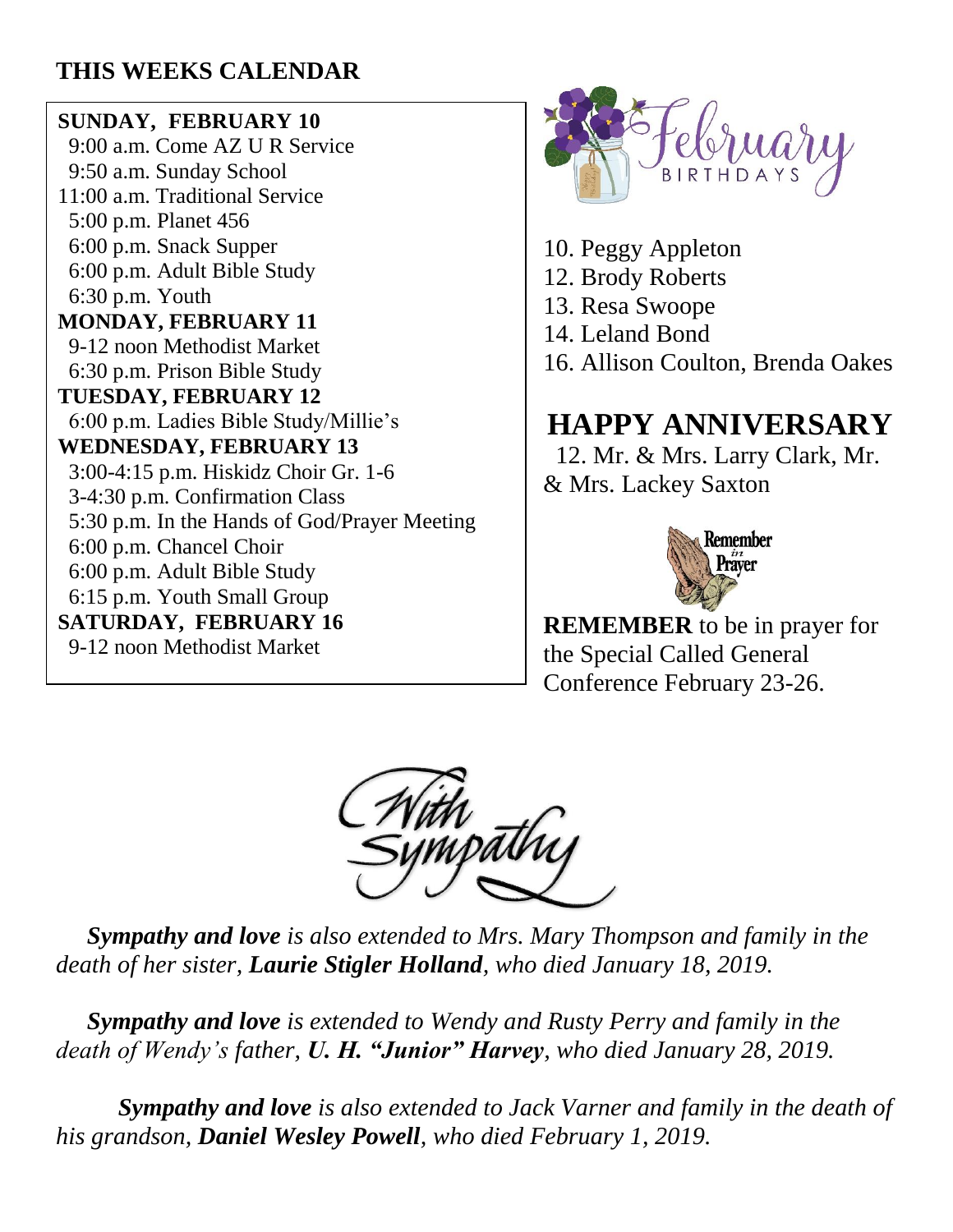## THIS WEEKS CALENDAR

**SUNDAY, FEBRUARY 10**
9:00 a.m. Come AZ U R Service
9:50 a.m. Sunday School
11:00 a.m. Traditional Service
5:00 p.m. Planet 456
6:00 p.m. Snack Supper
6:00 p.m. Adult Bible Study
6:30 p.m. Youth

**MONDAY, FEBRUARY 11**
9-12 noon Methodist Market
6:30 p.m. Prison Bible Study

**TUESDAY, FEBRUARY 12**
6:00 p.m. Ladies Bible Study/Millie's

**WEDNESDAY, FEBRUARY 13**
3:00-4:15 p.m. Hiskidz Choir Gr. 1-6
3-4:30 p.m. Confirmation Class
5:30 p.m. In the Hands of God/Prayer Meeting
6:00 p.m. Chancel Choir
6:00 p.m. Adult Bible Study
6:15 p.m. Youth Small Group

**SATURDAY, FEBRUARY 16**
9-12 noon Methodist Market

## February BIRTHDAYS

10. Peggy Appleton
12. Brody Roberts
13. Resa Swoope
14. Leland Bond
16. Allison Coulton, Brenda Oakes

## HAPPY ANNIVERSARY

12. Mr. & Mrs. Larry Clark, Mr. & Mrs. Lackey Saxton

Remember in Prayer

**REMEMBER** to be in prayer for the Special Called General Conference February 23-26.

## With Sympathy

***Sympathy and love*** *is also extended to Mrs. Mary Thompson and family in the death of her sister,* ***Laurie Stigler Holland****, who died January 18, 2019.*

***Sympathy and love*** *is extended to Wendy and Rusty Perry and family in the death of Wendy's father,* ***U. H. "Junior" Harvey****, who died January 28, 2019.*

***Sympathy and love*** *is also extended to Jack Varner and family in the death of his grandson,* ***Daniel Wesley Powell****, who died February 1, 2019.*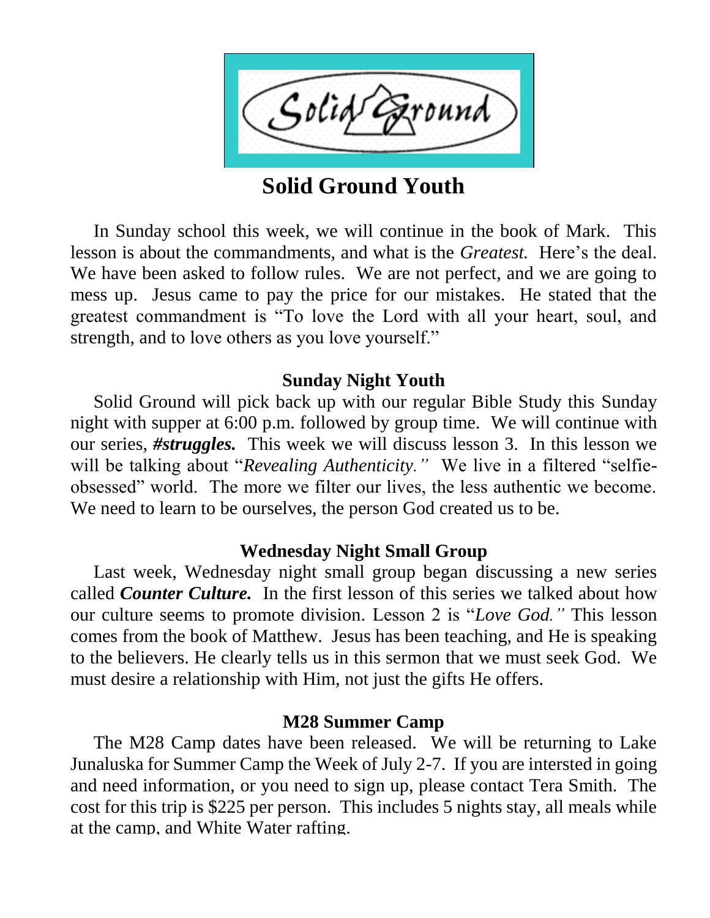# Solid Ground Youth

In Sunday school this week, we will continue in the book of Mark. This lesson is about the commandments, and what is the *Greatest.* Here's the deal. We have been asked to follow rules. We are not perfect, and we are going to mess up. Jesus came to pay the price for our mistakes. He stated that the greatest commandment is "To love the Lord with all your heart, soul, and strength, and to love others as you love yourself."

## Sunday Night Youth

Solid Ground will pick back up with our regular Bible Study this Sunday night with supper at 6:00 p.m. followed by group time. We will continue with our series, ***#struggles.*** This week we will discuss lesson 3. In this lesson we will be talking about "*Revealing Authenticity.*" We live in a filtered "selfie-obsessed" world. The more we filter our lives, the less authentic we become. We need to learn to be ourselves, the person God created us to be.

## Wednesday Night Small Group

Last week, Wednesday night small group began discussing a new series called ***Counter Culture.*** In the first lesson of this series we talked about how our culture seems to promote division. Lesson 2 is "*Love God.*" This lesson comes from the book of Matthew. Jesus has been teaching, and He is speaking to the believers. He clearly tells us in this sermon that we must seek God. We must desire a relationship with Him, not just the gifts He offers.

## M28 Summer Camp

The M28 Camp dates have been released. We will be returning to Lake Junaluska for Summer Camp the Week of July 2-7. If you are intersted in going and need information, or you need to sign up, please contact Tera Smith. The cost for this trip is $225 per person. This includes 5 nights stay, all meals while at the camp, and White Water rafting.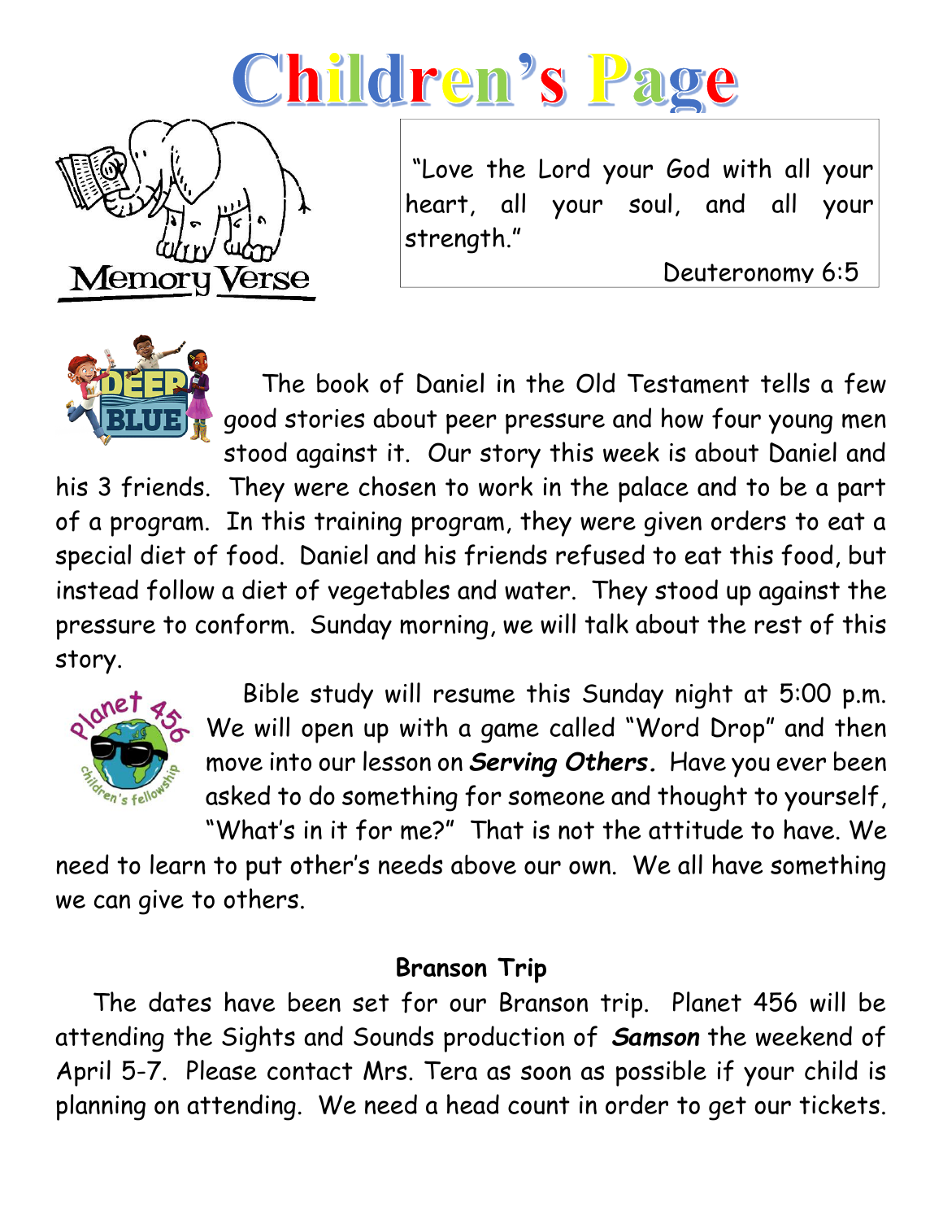# Children's Page

Memory Verse

"Love the Lord your God with all your heart, all your soul, and all your strength."

Deuteronomy 6:5

The book of Daniel in the Old Testament tells a few good stories about peer pressure and how four young men stood against it. Our story this week is about Daniel and his 3 friends. They were chosen to work in the palace and to be a part of a program. In this training program, they were given orders to eat a special diet of food. Daniel and his friends refused to eat this food, but instead follow a diet of vegetables and water. They stood up against the pressure to conform. Sunday morning, we will talk about the rest of this story.

Bible study will resume this Sunday night at 5:00 p.m. We will open up with a game called "Word Drop" and then move into our lesson on ***Serving Others.*** Have you ever been asked to do something for someone and thought to yourself, "What's in it for me?" That is not the attitude to have. We need to learn to put other's needs above our own. We all have something we can give to others.

**Branson Trip**

The dates have been set for our Branson trip. Planet 456 will be attending the Sights and Sounds production of ***Samson*** the weekend of April 5-7. Please contact Mrs. Tera as soon as possible if your child is planning on attending. We need a head count in order to get our tickets.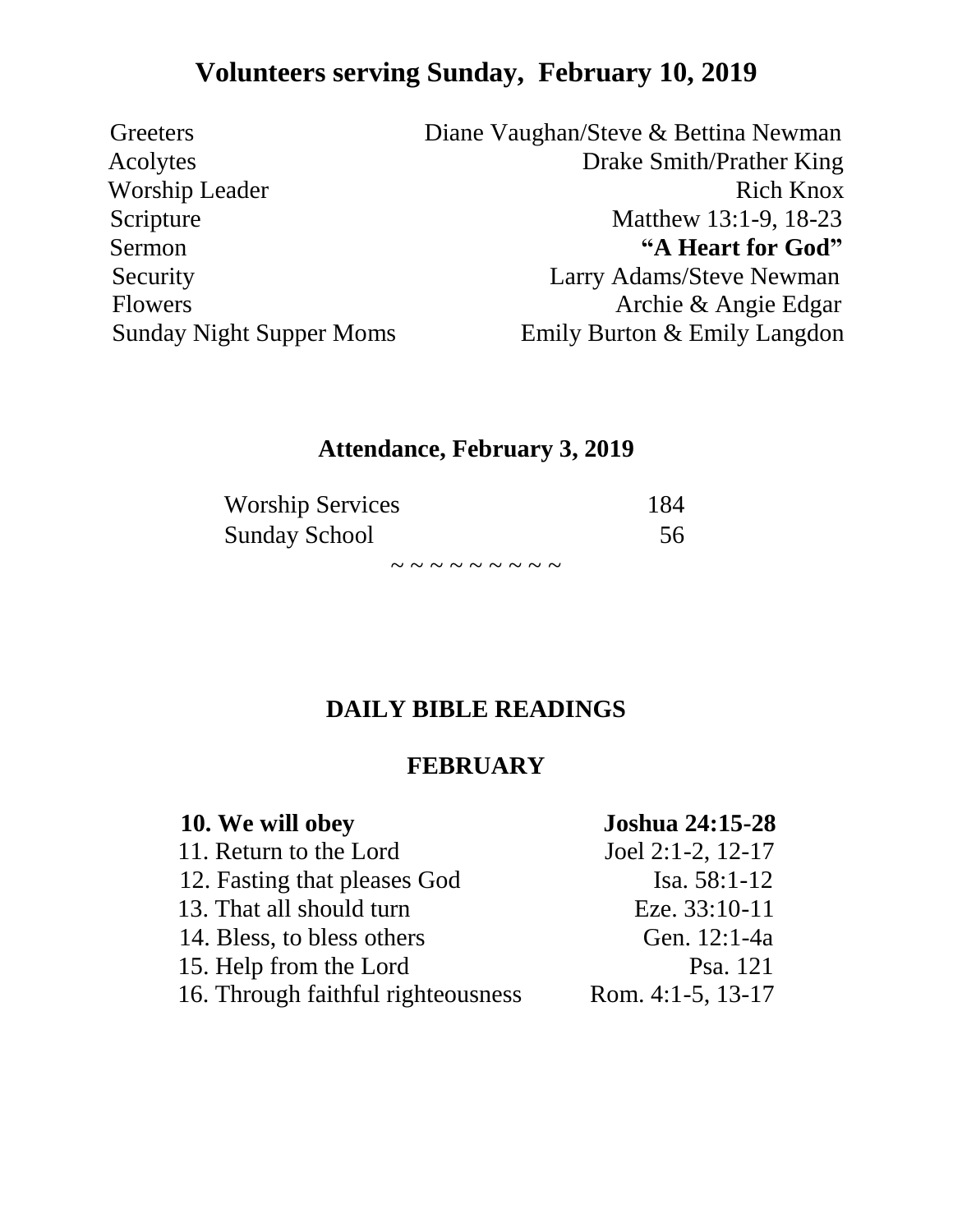## Volunteers serving Sunday, February 10, 2019

| | |
|---|---|
| Greeters | Diane Vaughan/Steve & Bettina Newman |
| Acolytes | Drake Smith/Prather King |
| Worship Leader | Rich Knox |
| Scripture | Matthew 13:1-9, 18-23 |
| Sermon | **“A Heart for God”** |
| Security | Larry Adams/Steve Newman |
| Flowers | Archie & Angie Edgar |
| Sunday Night Supper Moms | Emily Burton & Emily Langdon |

### Attendance, February 3, 2019

| | |
|---|---|
| Worship Services | 184 |
| Sunday School | 56 |

~ ~ ~ ~ ~ ~ ~ ~ ~ ~

## DAILY BIBLE READINGS

### FEBRUARY

| | |
|---|---|
| **10. We will obey** | **Joshua 24:15-28** |
| 11. Return to the Lord | Joel 2:1-2, 12-17 |
| 12. Fasting that pleases God | Isa. 58:1-12 |
| 13. That all should turn | Eze. 33:10-11 |
| 14. Bless, to bless others | Gen. 12:1-4a |
| 15. Help from the Lord | Psa. 121 |
| 16. Through faithful righteousness | Rom. 4:1-5, 13-17 |